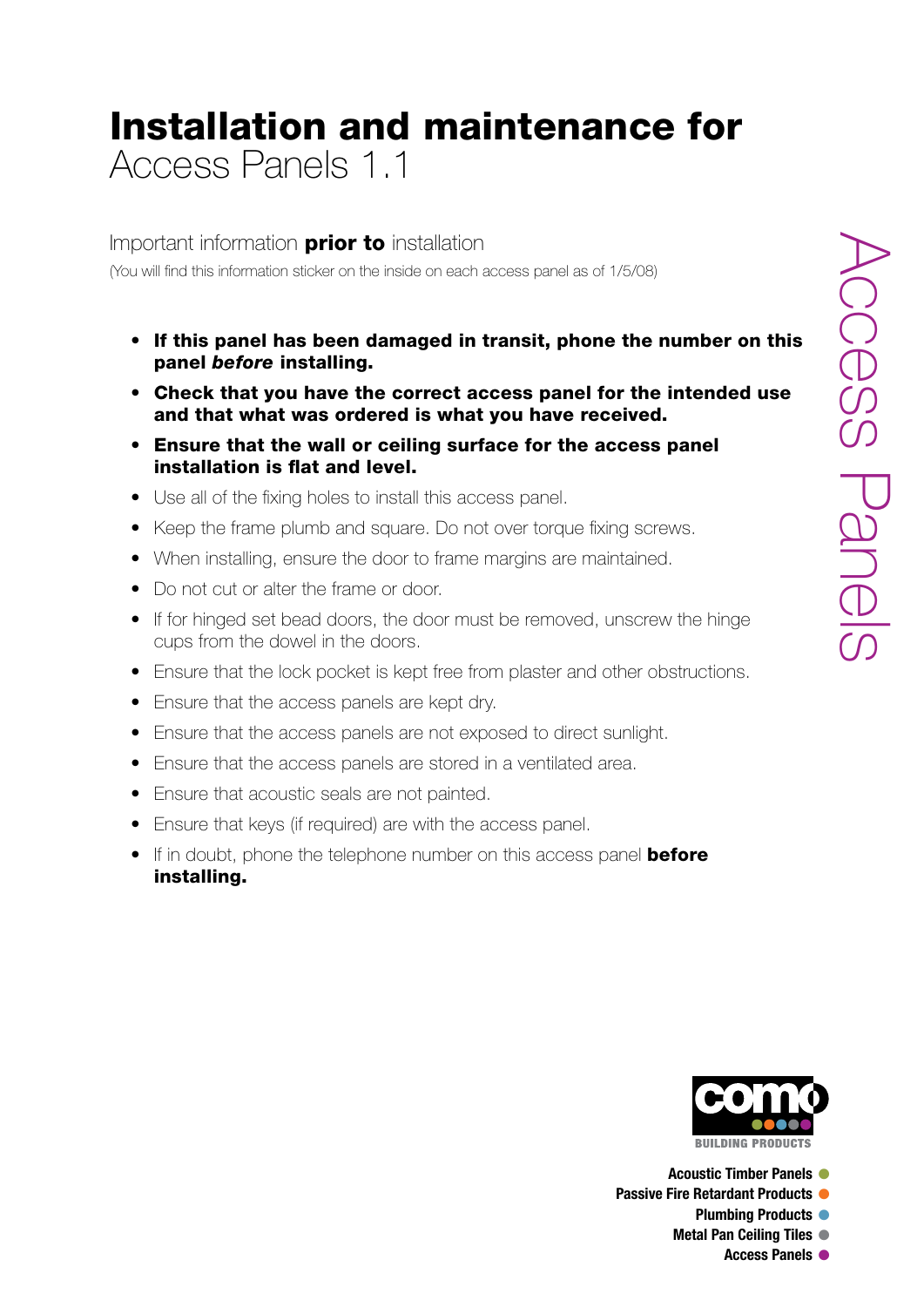# **Installation and maintenance for** Access Panels 1.1

## Important information **prior to** installation

(You will find this information sticker on the inside on each access panel as of 1/5/08)

- **If this panel has been damaged in transit, phone the number on this panel *before* installing.**
- **Check that you have the correct access panel for the intended use and that what was ordered is what you have received.**
- **Ensure that the wall or ceiling surface for the access panel installation is flat and level.**
- Use all of the fixing holes to install this access panel.
- Keep the frame plumb and square. Do not over torque fixing screws.
- When installing, ensure the door to frame margins are maintained.
- Do not cut or alter the frame or door.
- If for hinged set bead doors, the door must be removed, unscrew the hinge cups from the dowel in the doors.
- Ensure that the lock pocket is kept free from plaster and other obstructions.
- Ensure that the access panels are kept dry.
- Ensure that the access panels are not exposed to direct sunlight.
- Ensure that the access panels are stored in a ventilated area.
- Ensure that acoustic seals are not painted.
- Ensure that keys (if required) are with the access panel.
- If in doubt, phone the telephone number on this access panel **before installing.**

Access Panels

como BUILDING PRODUCTS

**Acoustic Timber Panels**
**Passive Fire Retardant Products**
**Plumbing Products**
**Metal Pan Ceiling Tiles**
**Access Panels**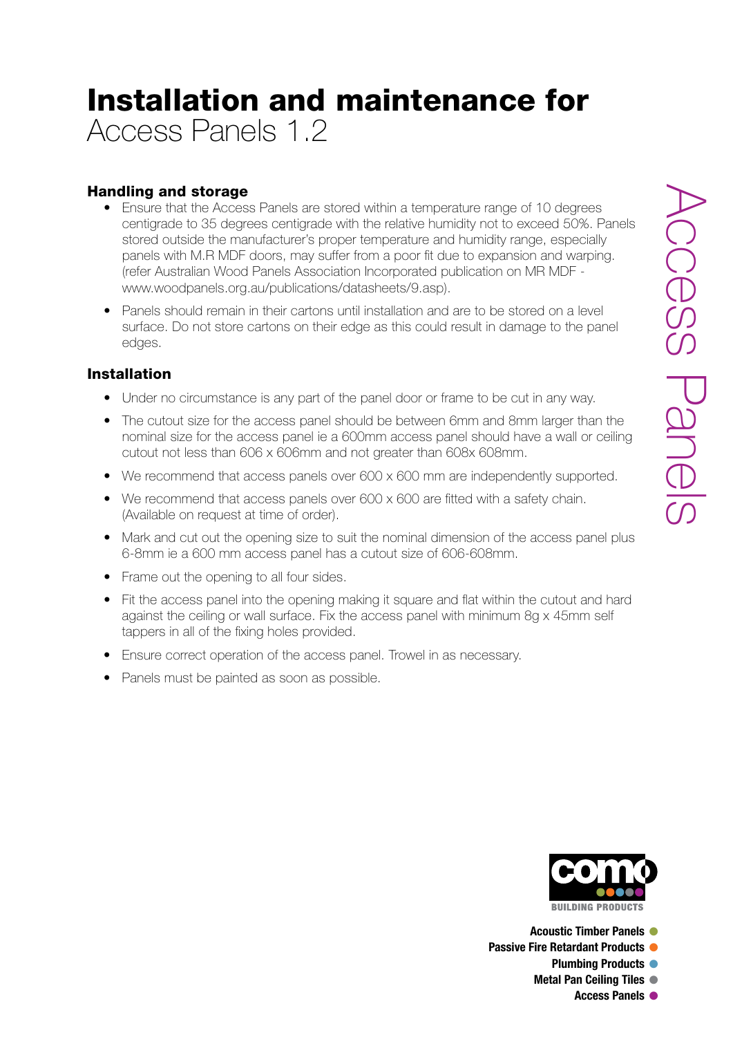# Installation and maintenance for
Access Panels 1.2

## Handling and storage

- Ensure that the Access Panels are stored within a temperature range of 10 degrees centigrade to 35 degrees centigrade with the relative humidity not to exceed 50%. Panels stored outside the manufacturer's proper temperature and humidity range, especially panels with M.R MDF doors, may suffer from a poor fit due to expansion and warping. (refer Australian Wood Panels Association Incorporated publication on MR MDF - www.woodpanels.org.au/publications/datasheets/9.asp).
- Panels should remain in their cartons until installation and are to be stored on a level surface. Do not store cartons on their edge as this could result in damage to the panel edges.

## Installation

- Under no circumstance is any part of the panel door or frame to be cut in any way.
- The cutout size for the access panel should be between 6mm and 8mm larger than the nominal size for the access panel ie a 600mm access panel should have a wall or ceiling cutout not less than 606 x 606mm and not greater than 608x 608mm.
- We recommend that access panels over 600 x 600 mm are independently supported.
- We recommend that access panels over 600 x 600 are fitted with a safety chain. (Available on request at time of order).
- Mark and cut out the opening size to suit the nominal dimension of the access panel plus 6-8mm ie a 600 mm access panel has a cutout size of 606-608mm.
- Frame out the opening to all four sides.
- Fit the access panel into the opening making it square and flat within the cutout and hard against the ceiling or wall surface. Fix the access panel with minimum 8g x 45mm self tappers in all of the fixing holes provided.
- Ensure correct operation of the access panel. Trowel in as necessary.
- Panels must be painted as soon as possible.

Access Panels

como BUILDING PRODUCTS

Acoustic Timber Panels
Passive Fire Retardant Products
Plumbing Products
Metal Pan Ceiling Tiles
Access Panels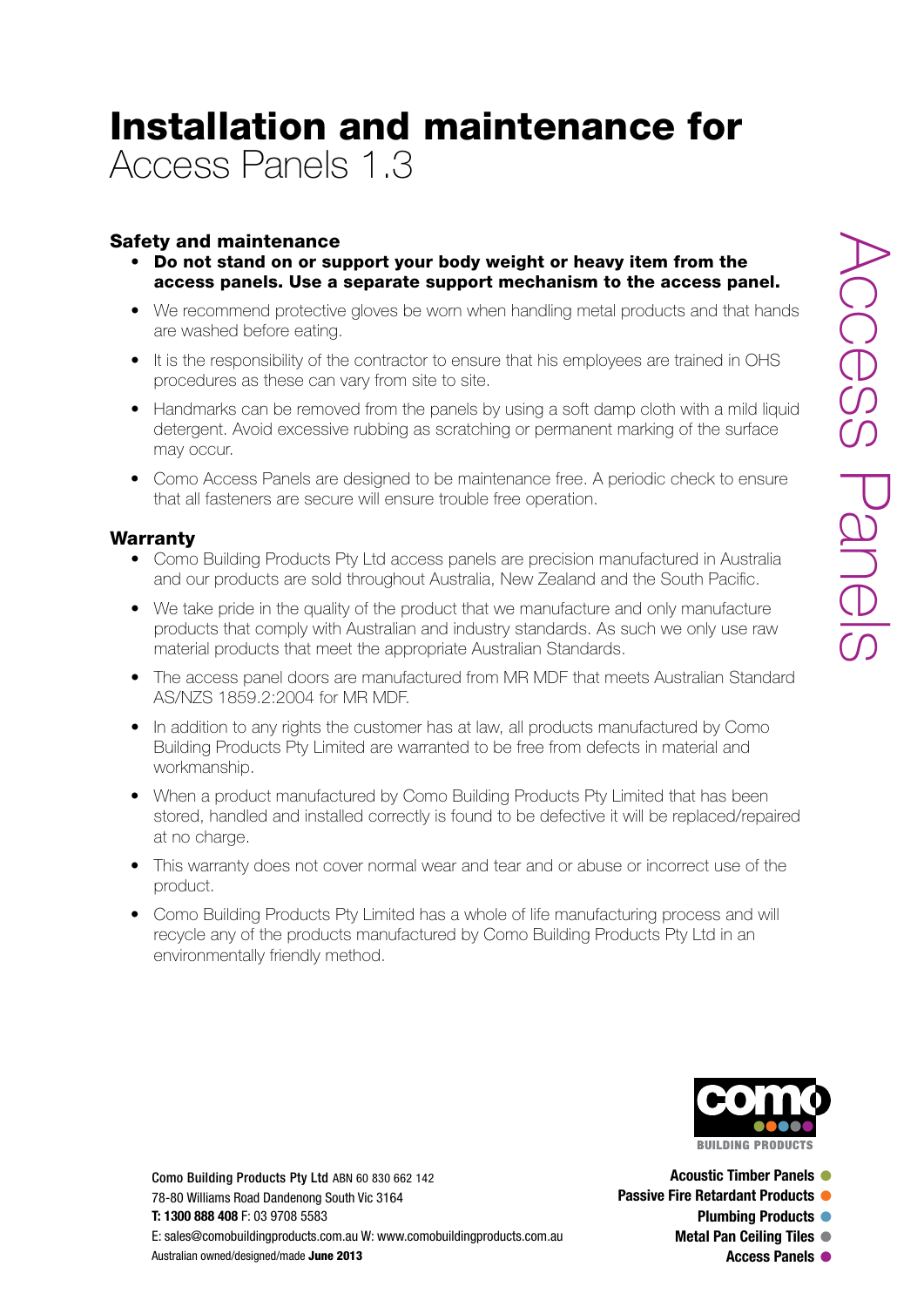# Installation and maintenance for Access Panels 1.3

## Safety and maintenance

- **Do not stand on or support your body weight or heavy item from the access panels. Use a separate support mechanism to the access panel.**
- We recommend protective gloves be worn when handling metal products and that hands are washed before eating.
- It is the responsibility of the contractor to ensure that his employees are trained in OHS procedures as these can vary from site to site.
- Handmarks can be removed from the panels by using a soft damp cloth with a mild liquid detergent. Avoid excessive rubbing as scratching or permanent marking of the surface may occur.
- Como Access Panels are designed to be maintenance free. A periodic check to ensure that all fasteners are secure will ensure trouble free operation.

## Warranty

- Como Building Products Pty Ltd access panels are precision manufactured in Australia and our products are sold throughout Australia, New Zealand and the South Pacific.
- We take pride in the quality of the product that we manufacture and only manufacture products that comply with Australian and industry standards. As such we only use raw material products that meet the appropriate Australian Standards.
- The access panel doors are manufactured from MR MDF that meets Australian Standard AS/NZS 1859.2:2004 for MR MDF.
- In addition to any rights the customer has at law, all products manufactured by Como Building Products Pty Limited are warranted to be free from defects in material and workmanship.
- When a product manufactured by Como Building Products Pty Limited that has been stored, handled and installed correctly is found to be defective it will be replaced/repaired at no charge.
- This warranty does not cover normal wear and tear and or abuse or incorrect use of the product.
- Como Building Products Pty Limited has a whole of life manufacturing process and will recycle any of the products manufactured by Como Building Products Pty Ltd in an environmentally friendly method.

**Como Building Products Pty Ltd** ABN 60 830 662 142
78-80 Williams Road Dandenong South Vic 3164
**T: 1300 888 408** F: 03 9708 5583
E: sales@comobuildingproducts.com.au W: www.comobuildingproducts.com.au
Australian owned/designed/made **June 2013**

**Acoustic Timber Panels**
**Passive Fire Retardant Products**
**Plumbing Products**
**Metal Pan Ceiling Tiles**
**Access Panels**